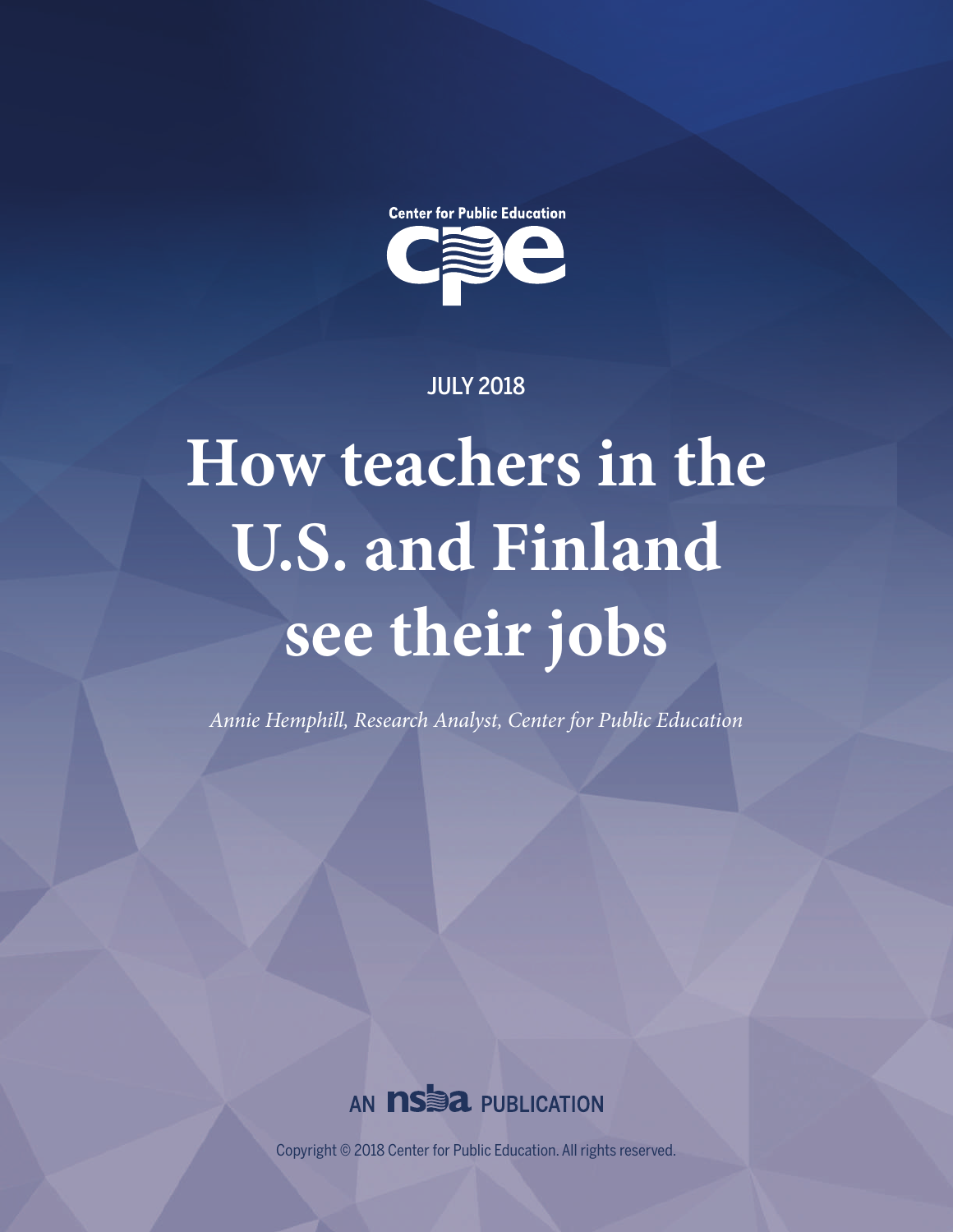Center for Public Education

JULY 2018

# How teachers in the U.S. and Finland see their jobs

*Annie Hemphill, Research Analyst, Center for Public Education*

AN NSBA PUBLICATION

Copyright © 2018 Center for Public Education. All rights reserved.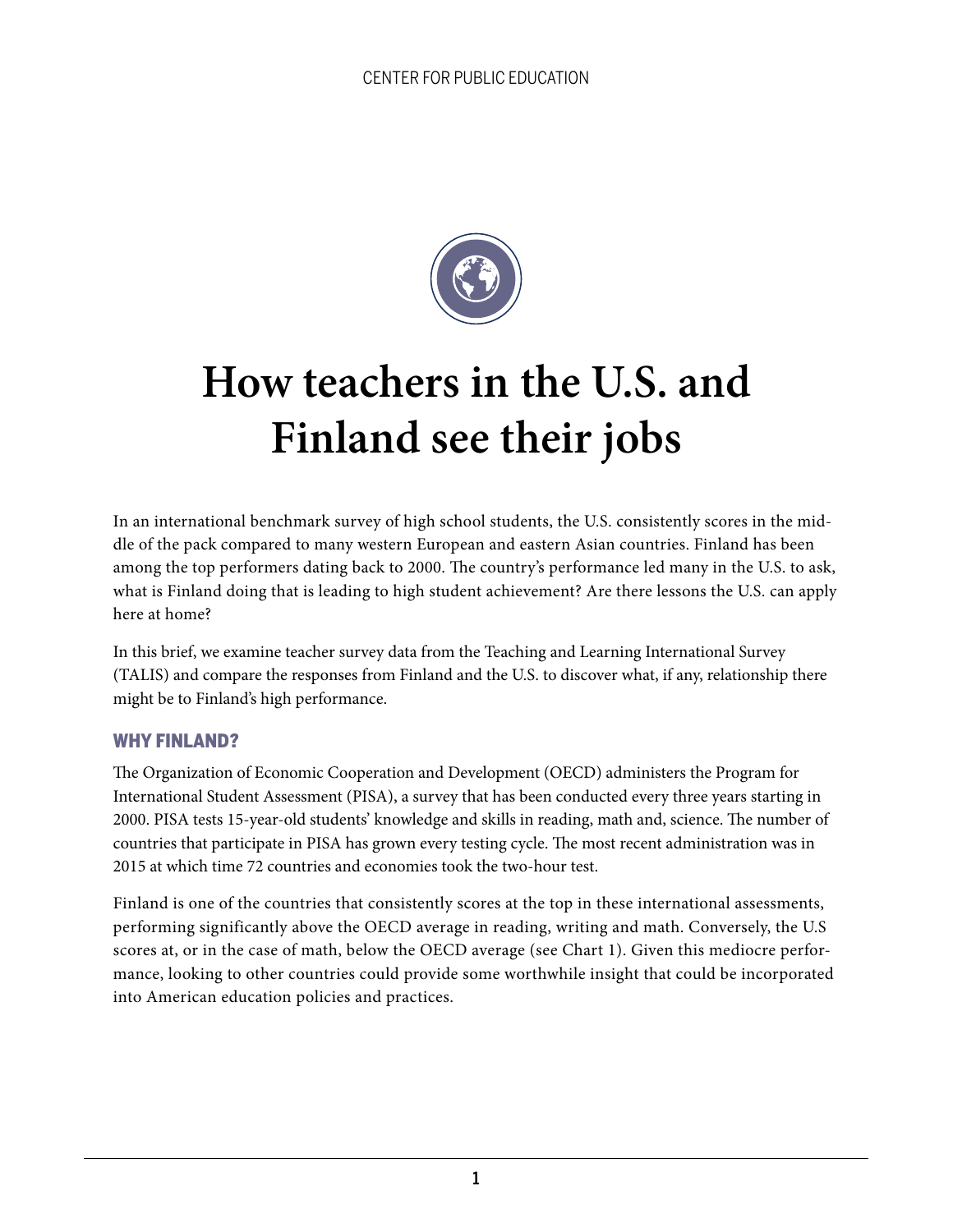CENTER FOR PUBLIC EDUCATION

# How teachers in the U.S. and Finland see their jobs

In an international benchmark survey of high school students, the U.S. consistently scores in the middle of the pack compared to many western European and eastern Asian countries. Finland has been among the top performers dating back to 2000. The country's performance led many in the U.S. to ask, what is Finland doing that is leading to high student achievement? Are there lessons the U.S. can apply here at home?

In this brief, we examine teacher survey data from the Teaching and Learning International Survey (TALIS) and compare the responses from Finland and the U.S. to discover what, if any, relationship there might be to Finland's high performance.

## WHY FINLAND?

The Organization of Economic Cooperation and Development (OECD) administers the Program for International Student Assessment (PISA), a survey that has been conducted every three years starting in 2000. PISA tests 15-year-old students' knowledge and skills in reading, math and, science. The number of countries that participate in PISA has grown every testing cycle. The most recent administration was in 2015 at which time 72 countries and economies took the two-hour test.

Finland is one of the countries that consistently scores at the top in these international assessments, performing significantly above the OECD average in reading, writing and math. Conversely, the U.S scores at, or in the case of math, below the OECD average (see Chart 1). Given this mediocre performance, looking to other countries could provide some worthwhile insight that could be incorporated into American education policies and practices.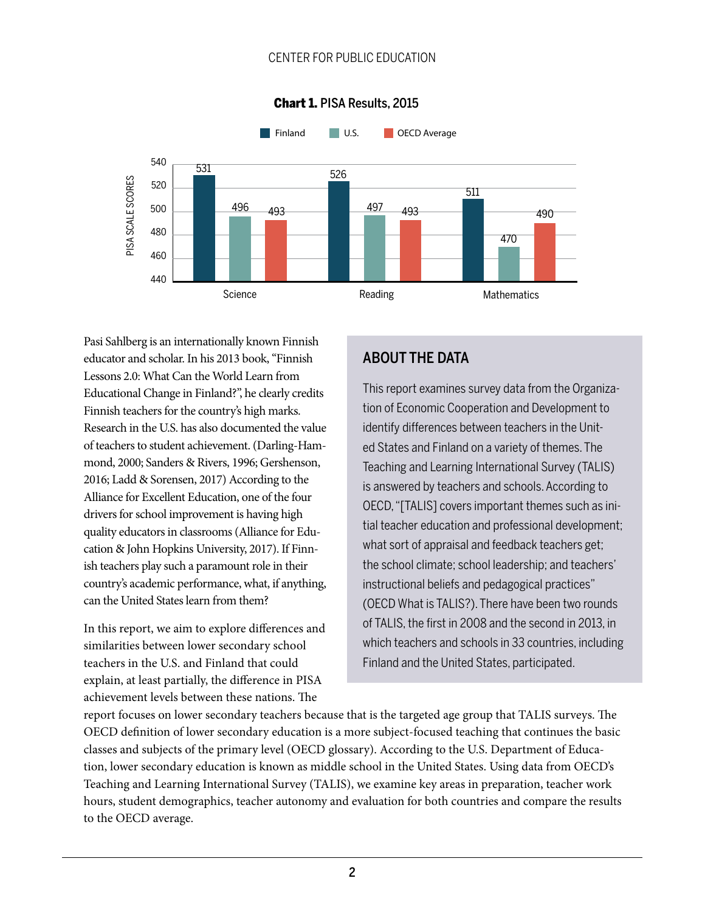**Chart 1.** PISA Results, 2015

| | Finland | U.S. | OECD Average |
|---|---|---|---|
| Science | 531 | 496 | 493 |
| Reading | 526 | 497 | 493 |
| Mathematics | 511 | 470 | 490 |

Pasi Sahlberg is an internationally known Finnish educator and scholar. In his 2013 book, "Finnish Lessons 2.0: What Can the World Learn from Educational Change in Finland?", he clearly credits Finnish teachers for the country's high marks. Research in the U.S. has also documented the value of teachers to student achievement. (Darling-Hammond, 2000; Sanders & Rivers, 1996; Gershenson, 2016; Ladd & Sorensen, 2017) According to the Alliance for Excellent Education, one of the four drivers for school improvement is having high quality educators in classrooms (Alliance for Education & John Hopkins University, 2017). If Finnish teachers play such a paramount role in their country's academic performance, what, if anything, can the United States learn from them?

In this report, we aim to explore differences and similarities between lower secondary school teachers in the U.S. and Finland that could explain, at least partially, the difference in PISA achievement levels between these nations. The report focuses on lower secondary teachers because that is the targeted age group that TALIS surveys. The OECD definition of lower secondary education is a more subject-focused teaching that continues the basic classes and subjects of the primary level (OECD glossary). According to the U.S. Department of Education, lower secondary education is known as middle school in the United States. Using data from OECD's Teaching and Learning International Survey (TALIS), we examine key areas in preparation, teacher work hours, student demographics, teacher autonomy and evaluation for both countries and compare the results to the OECD average.

## ABOUT THE DATA

This report examines survey data from the Organization of Economic Cooperation and Development to identify differences between teachers in the United States and Finland on a variety of themes. The Teaching and Learning International Survey (TALIS) is answered by teachers and schools. According to OECD, "[TALIS] covers important themes such as initial teacher education and professional development; what sort of appraisal and feedback teachers get; the school climate; school leadership; and teachers' instructional beliefs and pedagogical practices" (OECD What is TALIS?). There have been two rounds of TALIS, the first in 2008 and the second in 2013, in which teachers and schools in 33 countries, including Finland and the United States, participated.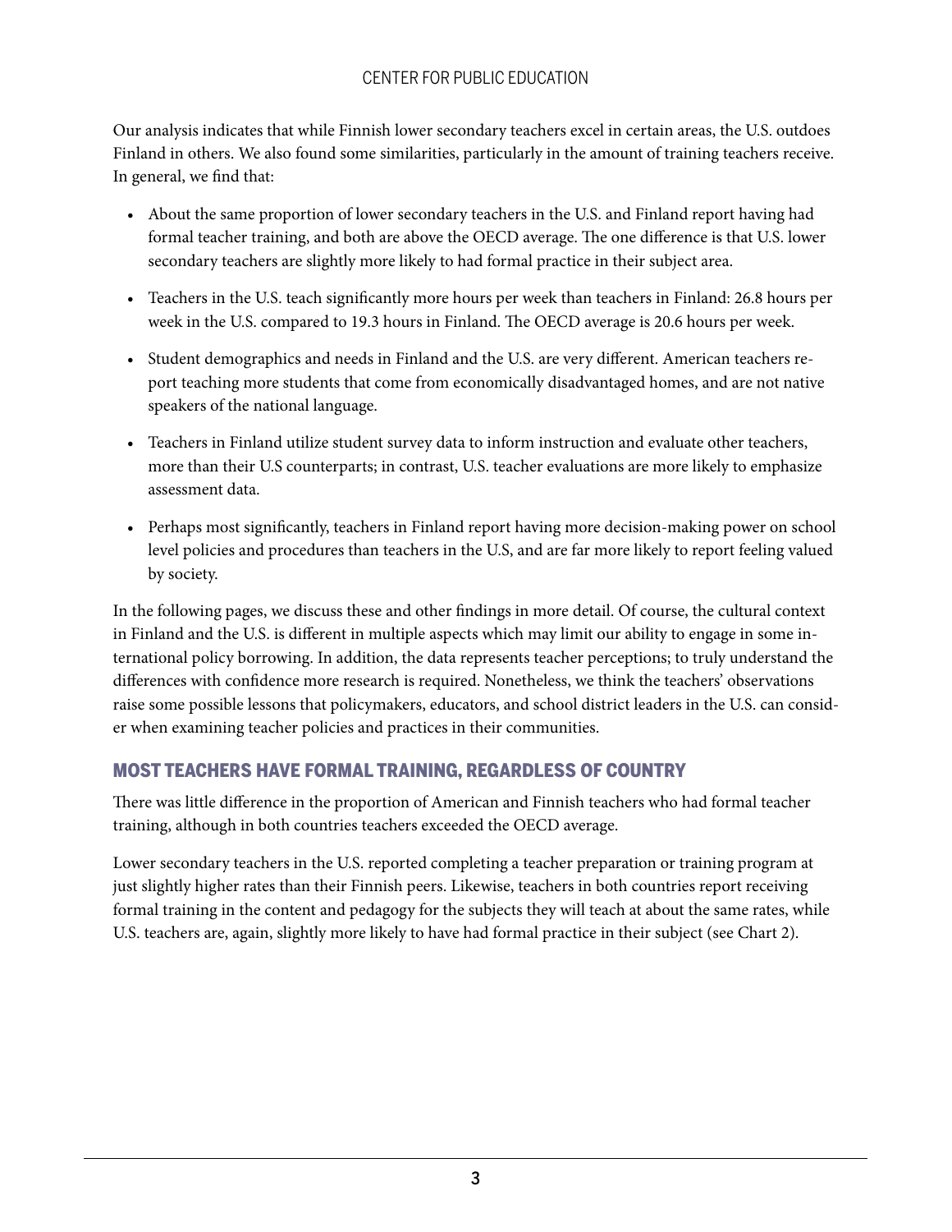Our analysis indicates that while Finnish lower secondary teachers excel in certain areas, the U.S. outdoes Finland in others. We also found some similarities, particularly in the amount of training teachers receive. In general, we find that:

- About the same proportion of lower secondary teachers in the U.S. and Finland report having had formal teacher training, and both are above the OECD average. The one difference is that U.S. lower secondary teachers are slightly more likely to had formal practice in their subject area.
- Teachers in the U.S. teach significantly more hours per week than teachers in Finland: 26.8 hours per week in the U.S. compared to 19.3 hours in Finland. The OECD average is 20.6 hours per week.
- Student demographics and needs in Finland and the U.S. are very different. American teachers report teaching more students that come from economically disadvantaged homes, and are not native speakers of the national language.
- Teachers in Finland utilize student survey data to inform instruction and evaluate other teachers, more than their U.S counterparts; in contrast, U.S. teacher evaluations are more likely to emphasize assessment data.
- Perhaps most significantly, teachers in Finland report having more decision-making power on school level policies and procedures than teachers in the U.S, and are far more likely to report feeling valued by society.

In the following pages, we discuss these and other findings in more detail. Of course, the cultural context in Finland and the U.S. is different in multiple aspects which may limit our ability to engage in some international policy borrowing. In addition, the data represents teacher perceptions; to truly understand the differences with confidence more research is required. Nonetheless, we think the teachers' observations raise some possible lessons that policymakers, educators, and school district leaders in the U.S. can consider when examining teacher policies and practices in their communities.

## MOST TEACHERS HAVE FORMAL TRAINING, REGARDLESS OF COUNTRY

There was little difference in the proportion of American and Finnish teachers who had formal teacher training, although in both countries teachers exceeded the OECD average.

Lower secondary teachers in the U.S. reported completing a teacher preparation or training program at just slightly higher rates than their Finnish peers. Likewise, teachers in both countries report receiving formal training in the content and pedagogy for the subjects they will teach at about the same rates, while U.S. teachers are, again, slightly more likely to have had formal practice in their subject (see Chart 2).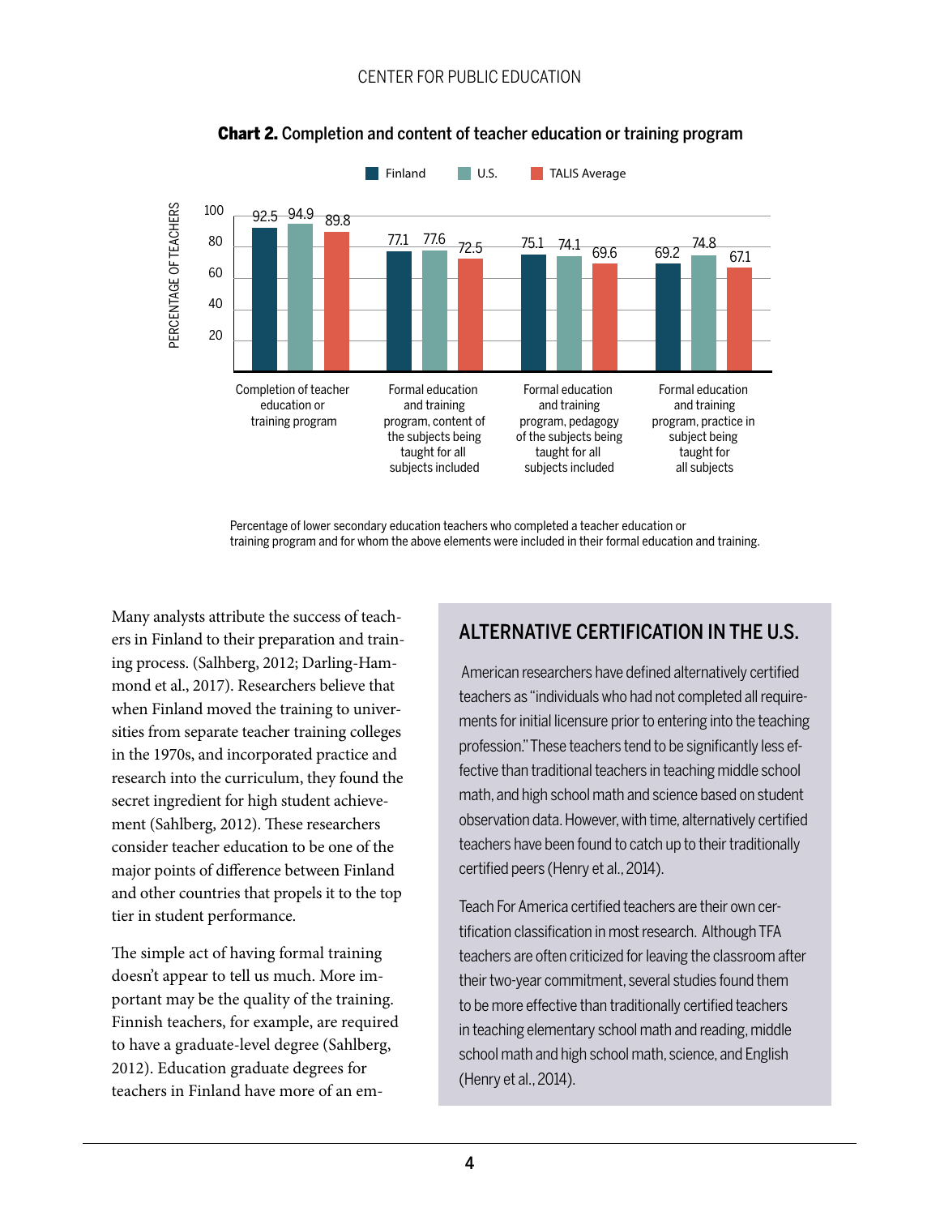**Chart 2.** Completion and content of teacher education or training program

| | Finland | U.S. | TALIS Average |
|---|---|---|---|
| Completion of teacher education or training program | 92.5 | 94.9 | 89.8 |
| Formal education and training program, content of the subjects being taught for all subjects included | 77.1 | 77.6 | 72.5 |
| Formal education and training program, pedagogy of the subjects being taught for all subjects included | 75.1 | 74.1 | 69.6 |
| Formal education and training program, practice in subject being taught for all subjects | 69.2 | 74.8 | 67.1 |

Percentage of lower secondary education teachers who completed a teacher education or training program and for whom the above elements were included in their formal education and training.

Many analysts attribute the success of teachers in Finland to their preparation and training process. (Salhberg, 2012; Darling-Hammond et al., 2017). Researchers believe that when Finland moved the training to universities from separate teacher training colleges in the 1970s, and incorporated practice and research into the curriculum, they found the secret ingredient for high student achievement (Sahlberg, 2012). These researchers consider teacher education to be one of the major points of difference between Finland and other countries that propels it to the top tier in student performance.

The simple act of having formal training doesn't appear to tell us much. More important may be the quality of the training. Finnish teachers, for example, are required to have a graduate-level degree (Sahlberg, 2012). Education graduate degrees for teachers in Finland have more of an em-

## ALTERNATIVE CERTIFICATION IN THE U.S.

American researchers have defined alternatively certified teachers as "individuals who had not completed all requirements for initial licensure prior to entering into the teaching profession." These teachers tend to be significantly less effective than traditional teachers in teaching middle school math, and high school math and science based on student observation data. However, with time, alternatively certified teachers have been found to catch up to their traditionally certified peers (Henry et al., 2014).

Teach For America certified teachers are their own certification classification in most research. Although TFA teachers are often criticized for leaving the classroom after their two-year commitment, several studies found them to be more effective than traditionally certified teachers in teaching elementary school math and reading, middle school math and high school math, science, and English (Henry et al., 2014).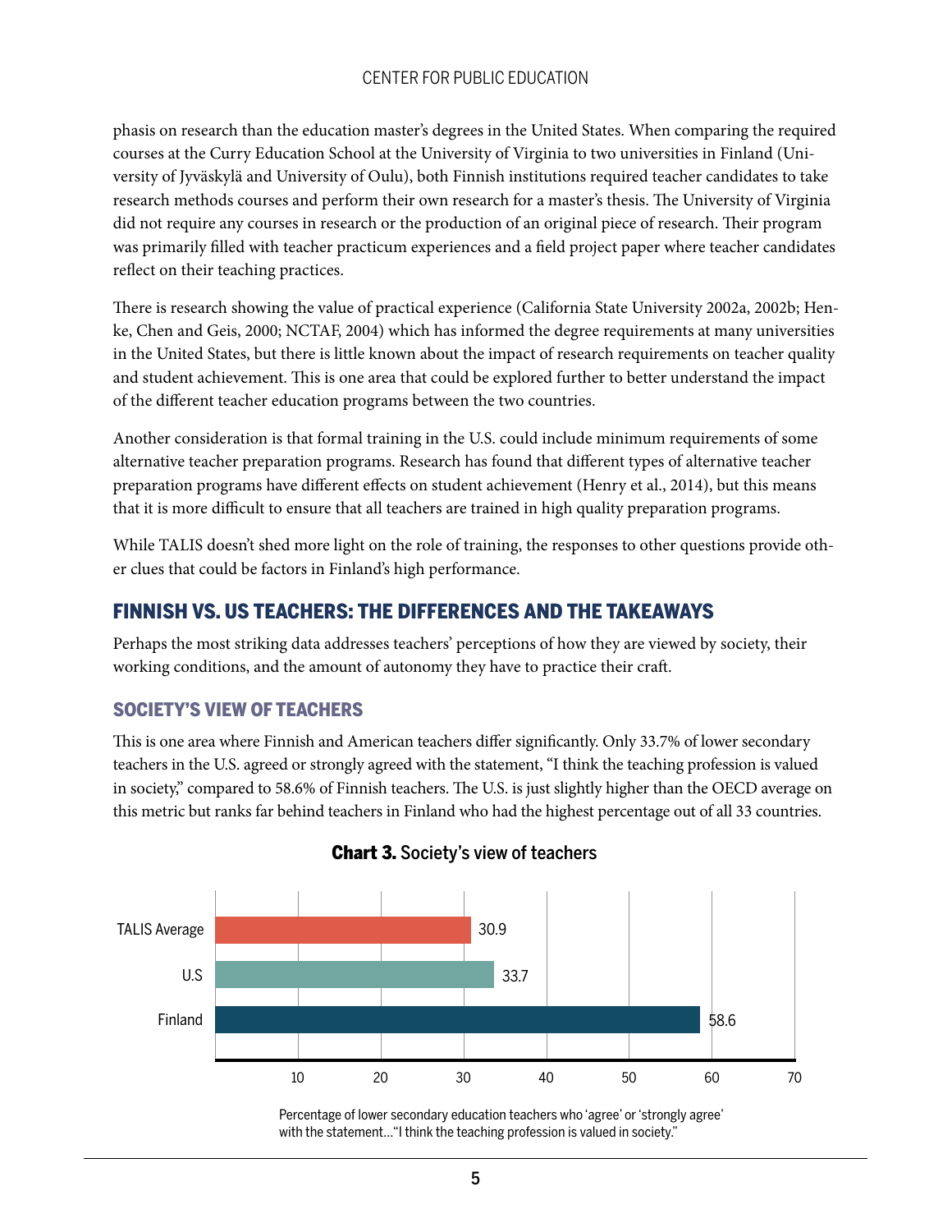phasis on research than the education master's degrees in the United States. When comparing the required courses at the Curry Education School at the University of Virginia to two universities in Finland (University of Jyväskylä and University of Oulu), both Finnish institutions required teacher candidates to take research methods courses and perform their own research for a master's thesis. The University of Virginia did not require any courses in research or the production of an original piece of research. Their program was primarily filled with teacher practicum experiences and a field project paper where teacher candidates reflect on their teaching practices.

There is research showing the value of practical experience (California State University 2002a, 2002b; Henke, Chen and Geis, 2000; NCTAF, 2004) which has informed the degree requirements at many universities in the United States, but there is little known about the impact of research requirements on teacher quality and student achievement. This is one area that could be explored further to better understand the impact of the different teacher education programs between the two countries.

Another consideration is that formal training in the U.S. could include minimum requirements of some alternative teacher preparation programs. Research has found that different types of alternative teacher preparation programs have different effects on student achievement (Henry et al., 2014), but this means that it is more difficult to ensure that all teachers are trained in high quality preparation programs.

While TALIS doesn't shed more light on the role of training, the responses to other questions provide other clues that could be factors in Finland's high performance.

## FINNISH VS. US TEACHERS: THE DIFFERENCES AND THE TAKEAWAYS

Perhaps the most striking data addresses teachers' perceptions of how they are viewed by society, their working conditions, and the amount of autonomy they have to practice their craft.

### SOCIETY'S VIEW OF TEACHERS

This is one area where Finnish and American teachers differ significantly. Only 33.7% of lower secondary teachers in the U.S. agreed or strongly agreed with the statement, "I think the teaching profession is valued in society," compared to 58.6% of Finnish teachers. The U.S. is just slightly higher than the OECD average on this metric but ranks far behind teachers in Finland who had the highest percentage out of all 33 countries.

**Chart 3.** Society's view of teachers

| | Percentage |
|---|---|
| TALIS Average | 30.9 |
| U.S | 33.7 |
| Finland | 58.6 |

Percentage of lower secondary education teachers who 'agree' or 'strongly agree' with the statement..."I think the teaching profession is valued in society."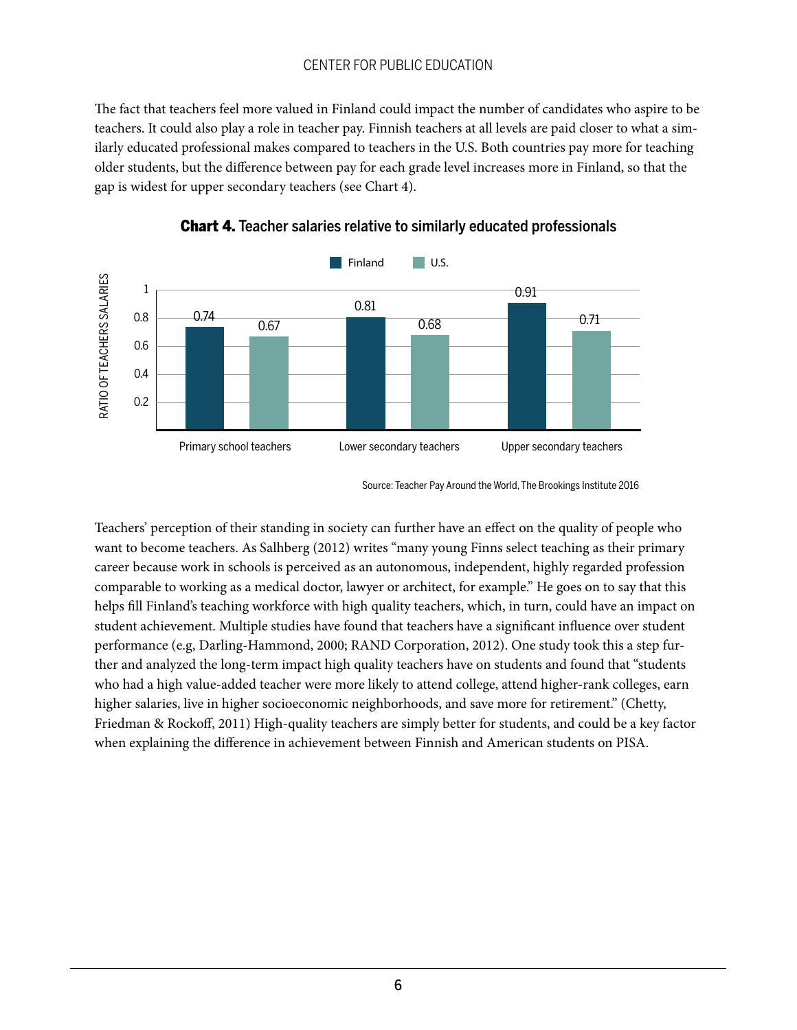The fact that teachers feel more valued in Finland could impact the number of candidates who aspire to be teachers. It could also play a role in teacher pay. Finnish teachers at all levels are paid closer to what a similarly educated professional makes compared to teachers in the U.S. Both countries pay more for teaching older students, but the difference between pay for each grade level increases more in Finland, so that the gap is widest for upper secondary teachers (see Chart 4).

**Chart 4.** Teacher salaries relative to similarly educated professionals

| | Finland | U.S. |
|---|---|---|
| Primary school teachers | 0.74 | 0.67 |
| Lower secondary teachers | 0.81 | 0.68 |
| Upper secondary teachers | 0.91 | 0.71 |

Ratio of teachers salaries

Source: Teacher Pay Around the World, The Brookings Institute 2016

Teachers' perception of their standing in society can further have an effect on the quality of people who want to become teachers. As Salhberg (2012) writes "many young Finns select teaching as their primary career because work in schools is perceived as an autonomous, independent, highly regarded profession comparable to working as a medical doctor, lawyer or architect, for example." He goes on to say that this helps fill Finland's teaching workforce with high quality teachers, which, in turn, could have an impact on student achievement. Multiple studies have found that teachers have a significant influence over student performance (e.g, Darling-Hammond, 2000; RAND Corporation, 2012). One study took this a step further and analyzed the long-term impact high quality teachers have on students and found that "students who had a high value-added teacher were more likely to attend college, attend higher-rank colleges, earn higher salaries, live in higher socioeconomic neighborhoods, and save more for retirement." (Chetty, Friedman & Rockoff, 2011) High-quality teachers are simply better for students, and could be a key factor when explaining the difference in achievement between Finnish and American students on PISA.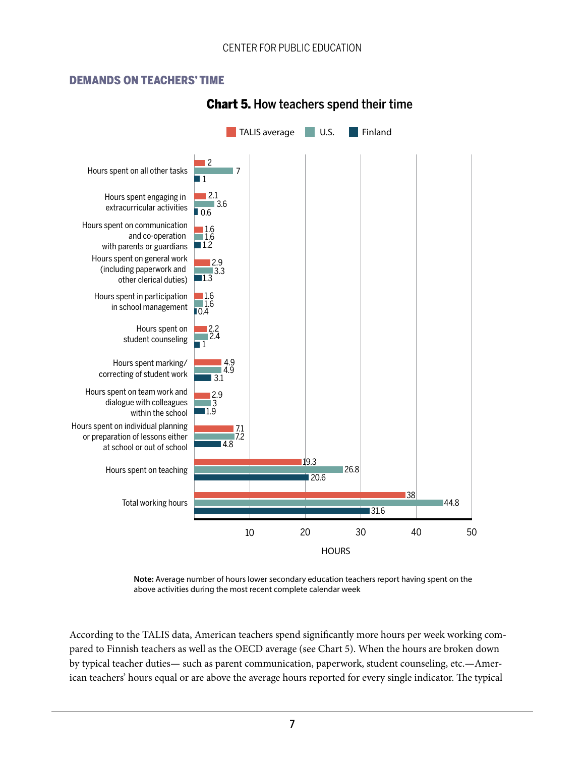## DEMANDS ON TEACHERS' TIME

**Chart 5.** How teachers spend their time

| | TALIS average | U.S. | Finland |
|---|---|---|---|
| Hours spent on all other tasks | 2 | 7 | 1 |
| Hours spent engaging in extracurricular activities | 2.1 | 3.6 | 0.6 |
| Hours spent on communication and co-operation with parents or guardians | 1.6 | 1.6 | 1.2 |
| Hours spent on general work (including paperwork and other clerical duties) | 2.9 | 3.3 | 1.3 |
| Hours spent in participation in school management | 1.6 | 1.6 | 0.4 |
| Hours spent on student counseling | 2.2 | 2.4 | 1 |
| Hours spent marking/ correcting of student work | 4.9 | 4.9 | 3.1 |
| Hours spent on team work and dialogue with colleagues within the school | 2.9 | 3 | 1.9 |
| Hours spent on individual planning or preparation of lessons either at school or out of school | 7.1 | 7.2 | 4.8 |
| Hours spent on teaching | 19.3 | 26.8 | 20.6 |
| Total working hours | 38 | 44.8 | 31.6 |

HOURS

**Note:** Average number of hours lower secondary education teachers report having spent on the above activities during the most recent complete calendar week

According to the TALIS data, American teachers spend significantly more hours per week working compared to Finnish teachers as well as the OECD average (see Chart 5). When the hours are broken down by typical teacher duties— such as parent communication, paperwork, student counseling, etc.—American teachers' hours equal or are above the average hours reported for every single indicator. The typical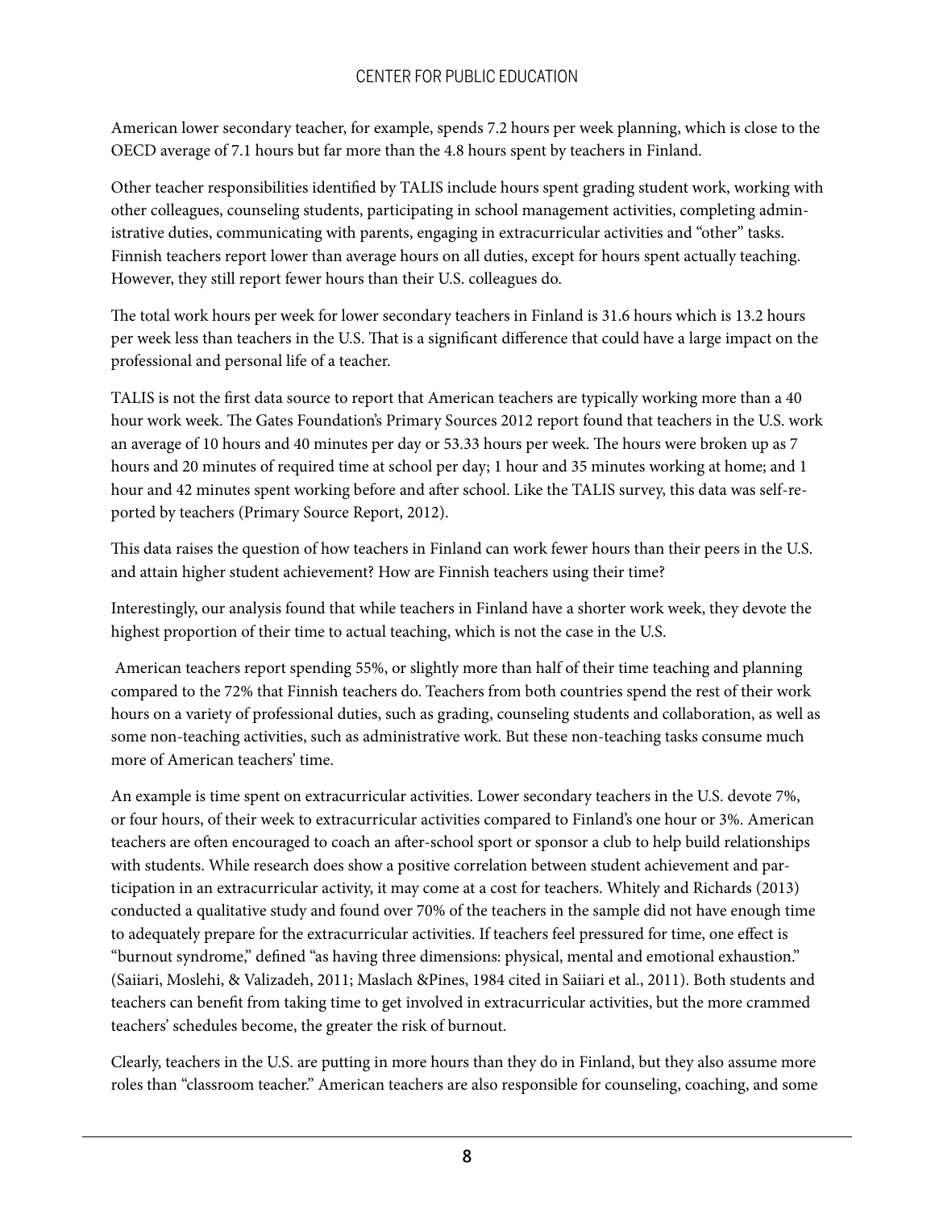American lower secondary teacher, for example, spends 7.2 hours per week planning, which is close to the OECD average of 7.1 hours but far more than the 4.8 hours spent by teachers in Finland.

Other teacher responsibilities identified by TALIS include hours spent grading student work, working with other colleagues, counseling students, participating in school management activities, completing administrative duties, communicating with parents, engaging in extracurricular activities and "other" tasks. Finnish teachers report lower than average hours on all duties, except for hours spent actually teaching. However, they still report fewer hours than their U.S. colleagues do.

The total work hours per week for lower secondary teachers in Finland is 31.6 hours which is 13.2 hours per week less than teachers in the U.S. That is a significant difference that could have a large impact on the professional and personal life of a teacher.

TALIS is not the first data source to report that American teachers are typically working more than a 40 hour work week. The Gates Foundation's Primary Sources 2012 report found that teachers in the U.S. work an average of 10 hours and 40 minutes per day or 53.33 hours per week. The hours were broken up as 7 hours and 20 minutes of required time at school per day; 1 hour and 35 minutes working at home; and 1 hour and 42 minutes spent working before and after school. Like the TALIS survey, this data was self-reported by teachers (Primary Source Report, 2012).

This data raises the question of how teachers in Finland can work fewer hours than their peers in the U.S. and attain higher student achievement? How are Finnish teachers using their time?

Interestingly, our analysis found that while teachers in Finland have a shorter work week, they devote the highest proportion of their time to actual teaching, which is not the case in the U.S.

American teachers report spending 55%, or slightly more than half of their time teaching and planning compared to the 72% that Finnish teachers do. Teachers from both countries spend the rest of their work hours on a variety of professional duties, such as grading, counseling students and collaboration, as well as some non-teaching activities, such as administrative work. But these non-teaching tasks consume much more of American teachers' time.

An example is time spent on extracurricular activities. Lower secondary teachers in the U.S. devote 7%, or four hours, of their week to extracurricular activities compared to Finland's one hour or 3%. American teachers are often encouraged to coach an after-school sport or sponsor a club to help build relationships with students. While research does show a positive correlation between student achievement and participation in an extracurricular activity, it may come at a cost for teachers. Whitely and Richards (2013) conducted a qualitative study and found over 70% of the teachers in the sample did not have enough time to adequately prepare for the extracurricular activities. If teachers feel pressured for time, one effect is "burnout syndrome," defined "as having three dimensions: physical, mental and emotional exhaustion." (Saiiari, Moslehi, & Valizadeh, 2011; Maslach &Pines, 1984 cited in Saiiari et al., 2011). Both students and teachers can benefit from taking time to get involved in extracurricular activities, but the more crammed teachers' schedules become, the greater the risk of burnout.

Clearly, teachers in the U.S. are putting in more hours than they do in Finland, but they also assume more roles than "classroom teacher." American teachers are also responsible for counseling, coaching, and some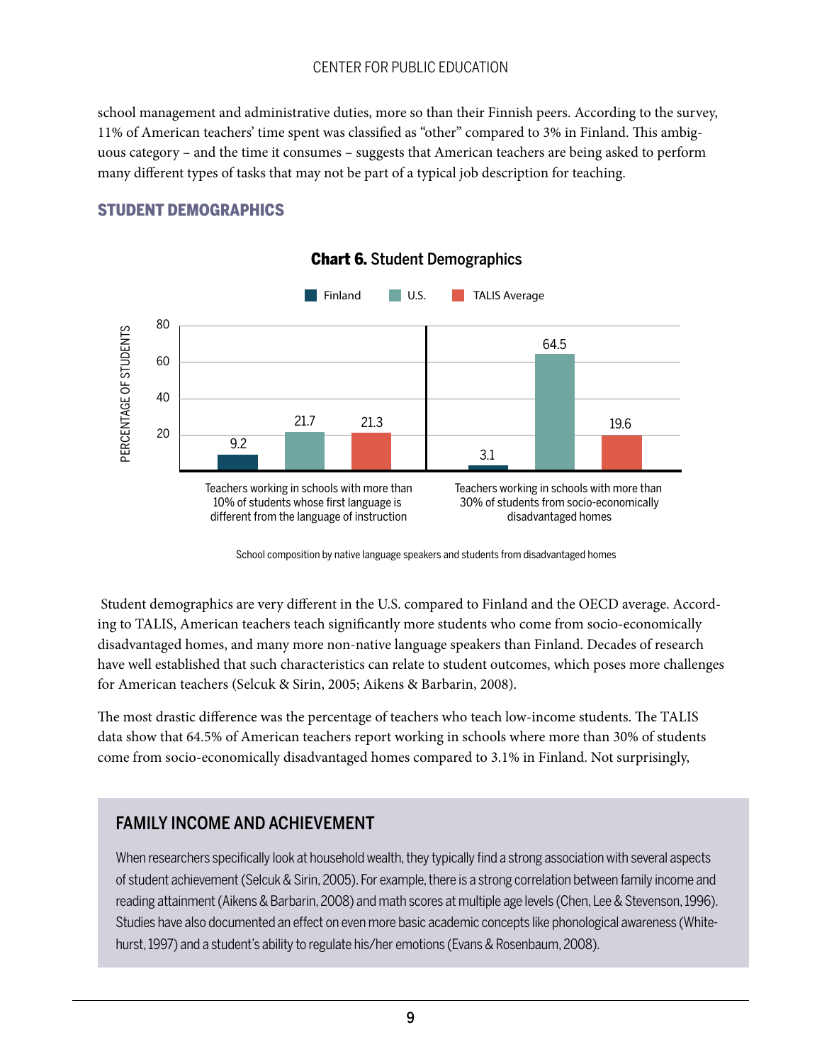school management and administrative duties, more so than their Finnish peers. According to the survey, 11% of American teachers' time spent was classified as "other" compared to 3% in Finland. This ambiguous category – and the time it consumes – suggests that American teachers are being asked to perform many different types of tasks that may not be part of a typical job description for teaching.

## STUDENT DEMOGRAPHICS

**Chart 6.** Student Demographics

| | Finland | U.S. | TALIS Average |
|---|---|---|---|
| Teachers working in schools with more than 10% of students whose first language is different from the language of instruction | 9.2 | 21.7 | 21.3 |
| Teachers working in schools with more than 30% of students from socio-economically disadvantaged homes | 3.1 | 64.5 | 19.6 |

School composition by native language speakers and students from disadvantaged homes

Student demographics are very different in the U.S. compared to Finland and the OECD average. According to TALIS, American teachers teach significantly more students who come from socio-economically disadvantaged homes, and many more non-native language speakers than Finland. Decades of research have well established that such characteristics can relate to student outcomes, which poses more challenges for American teachers (Selcuk & Sirin, 2005; Aikens & Barbarin, 2008).

The most drastic difference was the percentage of teachers who teach low-income students. The TALIS data show that 64.5% of American teachers report working in schools where more than 30% of students come from socio-economically disadvantaged homes compared to 3.1% in Finland. Not surprisingly,

### FAMILY INCOME AND ACHIEVEMENT

When researchers specifically look at household wealth, they typically find a strong association with several aspects of student achievement (Selcuk & Sirin, 2005). For example, there is a strong correlation between family income and reading attainment (Aikens & Barbarin, 2008) and math scores at multiple age levels (Chen, Lee & Stevenson, 1996). Studies have also documented an effect on even more basic academic concepts like phonological awareness (Whitehurst, 1997) and a student's ability to regulate his/her emotions (Evans & Rosenbaum, 2008).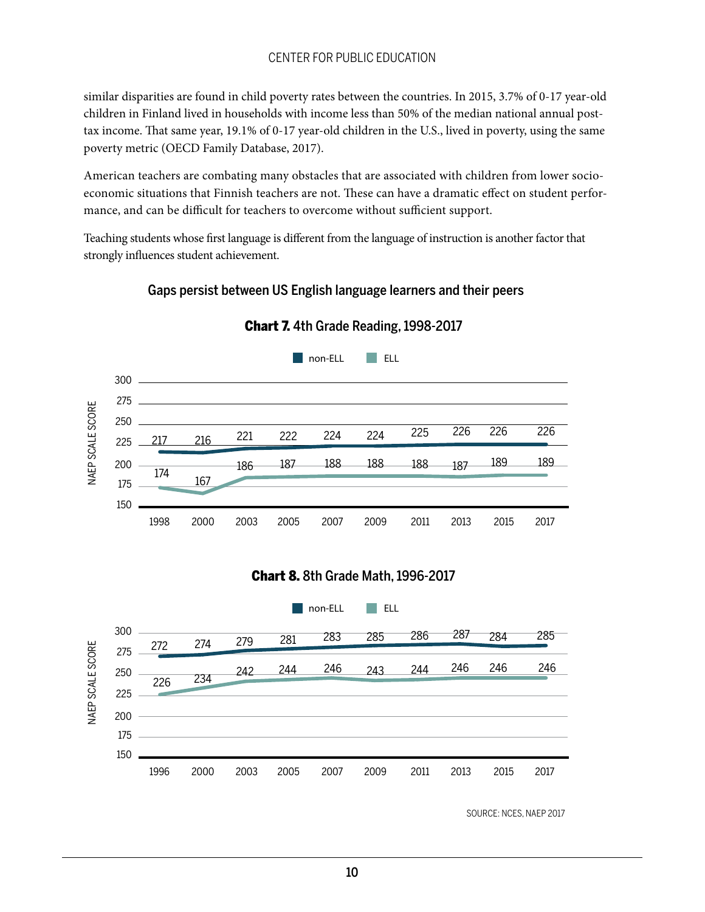similar disparities are found in child poverty rates between the countries. In 2015, 3.7% of 0-17 year-old children in Finland lived in households with income less than 50% of the median national annual post-tax income. That same year, 19.1% of 0-17 year-old children in the U.S., lived in poverty, using the same poverty metric (OECD Family Database, 2017).

American teachers are combating many obstacles that are associated with children from lower socio-economic situations that Finnish teachers are not. These can have a dramatic effect on student performance, and can be difficult for teachers to overcome without sufficient support.

Teaching students whose first language is different from the language of instruction is another factor that strongly influences student achievement.

### Gaps persist between US English language learners and their peers

**Chart 7.** 4th Grade Reading, 1998-2017

| NAEP Scale Score | 1998 | 2000 | 2003 | 2005 | 2007 | 2009 | 2011 | 2013 | 2015 | 2017 |
|---|---|---|---|---|---|---|---|---|---|---|
| non-ELL | 217 | 216 | 221 | 222 | 224 | 224 | 225 | 226 | 226 | 226 |
| ELL | 174 | 167 | 186 | 187 | 188 | 188 | 188 | 187 | 189 | 189 |

**Chart 8.** 8th Grade Math, 1996-2017

| NAEP Scale Score | 1996 | 2000 | 2003 | 2005 | 2007 | 2009 | 2011 | 2013 | 2015 | 2017 |
|---|---|---|---|---|---|---|---|---|---|---|
| non-ELL | 272 | 274 | 279 | 281 | 283 | 285 | 286 | 287 | 284 | 285 |
| ELL | 226 | 234 | 242 | 244 | 246 | 243 | 244 | 246 | 246 | 246 |

SOURCE: NCES, NAEP 2017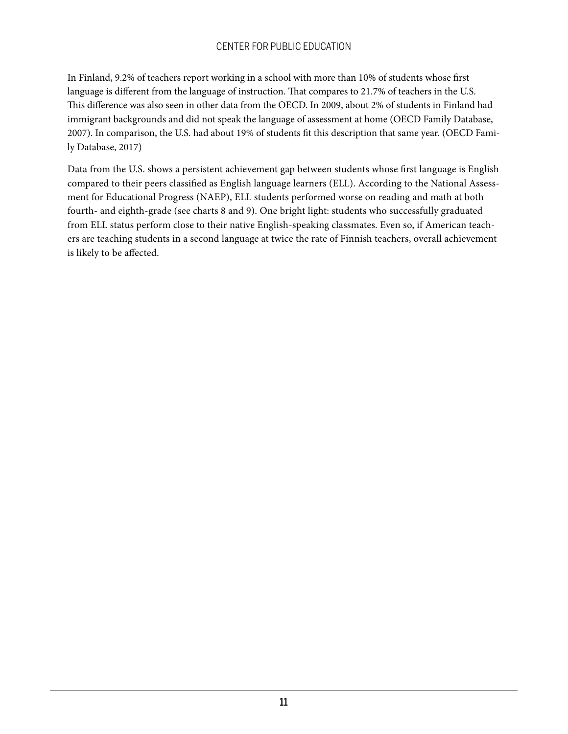In Finland, 9.2% of teachers report working in a school with more than 10% of students whose first language is different from the language of instruction. That compares to 21.7% of teachers in the U.S. This difference was also seen in other data from the OECD. In 2009, about 2% of students in Finland had immigrant backgrounds and did not speak the language of assessment at home (OECD Family Database, 2007). In comparison, the U.S. had about 19% of students fit this description that same year. (OECD Family Database, 2017)

Data from the U.S. shows a persistent achievement gap between students whose first language is English compared to their peers classified as English language learners (ELL). According to the National Assessment for Educational Progress (NAEP), ELL students performed worse on reading and math at both fourth- and eighth-grade (see charts 8 and 9). One bright light: students who successfully graduated from ELL status perform close to their native English-speaking classmates. Even so, if American teachers are teaching students in a second language at twice the rate of Finnish teachers, overall achievement is likely to be affected.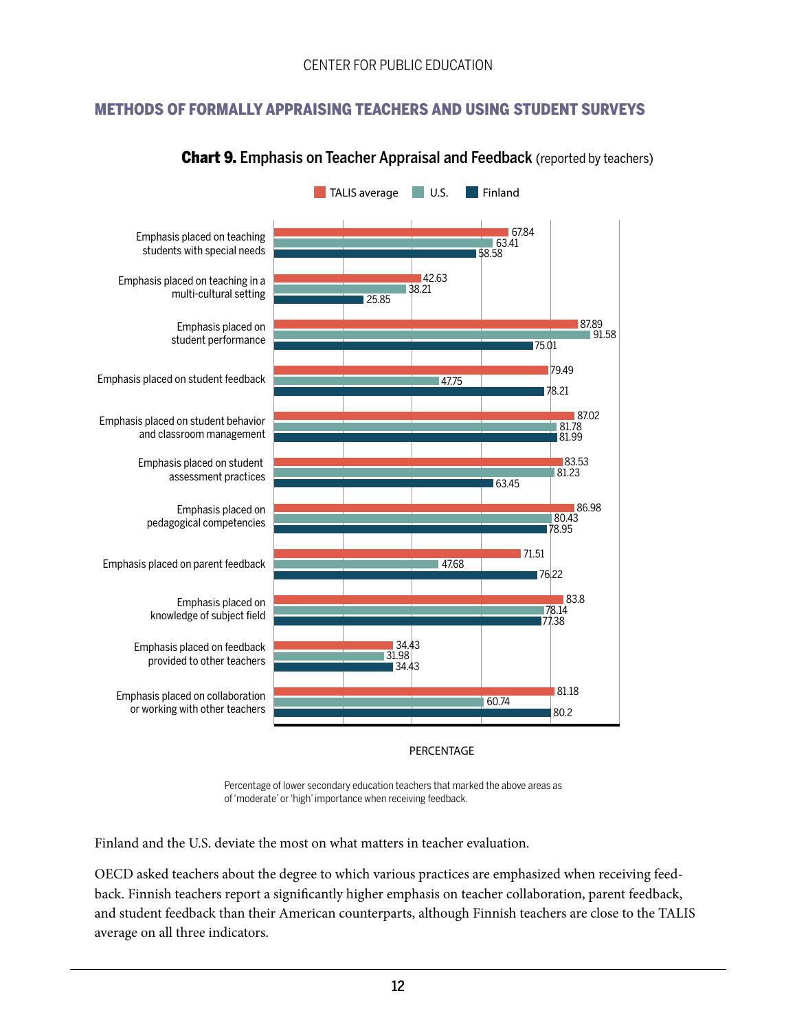## METHODS OF FORMALLY APPRAISING TEACHERS AND USING STUDENT SURVEYS

**Chart 9.** Emphasis on Teacher Appraisal and Feedback (reported by teachers)

| | TALIS average | U.S. | Finland |
|---|---|---|---|
| Emphasis placed on teaching students with special needs | 67.84 | 63.41 | 58.58 |
| Emphasis placed on teaching in a multi-cultural setting | 42.63 | 38.21 | 25.85 |
| Emphasis placed on student performance | 87.89 | 91.58 | 75.01 |
| Emphasis placed on student feedback | 79.49 | 47.75 | 78.21 |
| Emphasis placed on student behavior and classroom management | 87.02 | 81.78 | 81.99 |
| Emphasis placed on student assessment practices | 83.53 | 81.23 | 63.45 |
| Emphasis placed on pedagogical competencies | 86.98 | 80.43 | 78.95 |
| Emphasis placed on parent feedback | 71.51 | 47.68 | 76.22 |
| Emphasis placed on knowledge of subject field | 83.8 | 78.14 | 77.38 |
| Emphasis placed on feedback provided to other teachers | 34.43 | 31.98 | 34.43 |
| Emphasis placed on collaboration or working with other teachers | 81.18 | 60.74 | 80.2 |

PERCENTAGE

Percentage of lower secondary education teachers that marked the above areas as of 'moderate' or 'high' importance when receiving feedback.

Finland and the U.S. deviate the most on what matters in teacher evaluation.

OECD asked teachers about the degree to which various practices are emphasized when receiving feedback. Finnish teachers report a significantly higher emphasis on teacher collaboration, parent feedback, and student feedback than their American counterparts, although Finnish teachers are close to the TALIS average on all three indicators.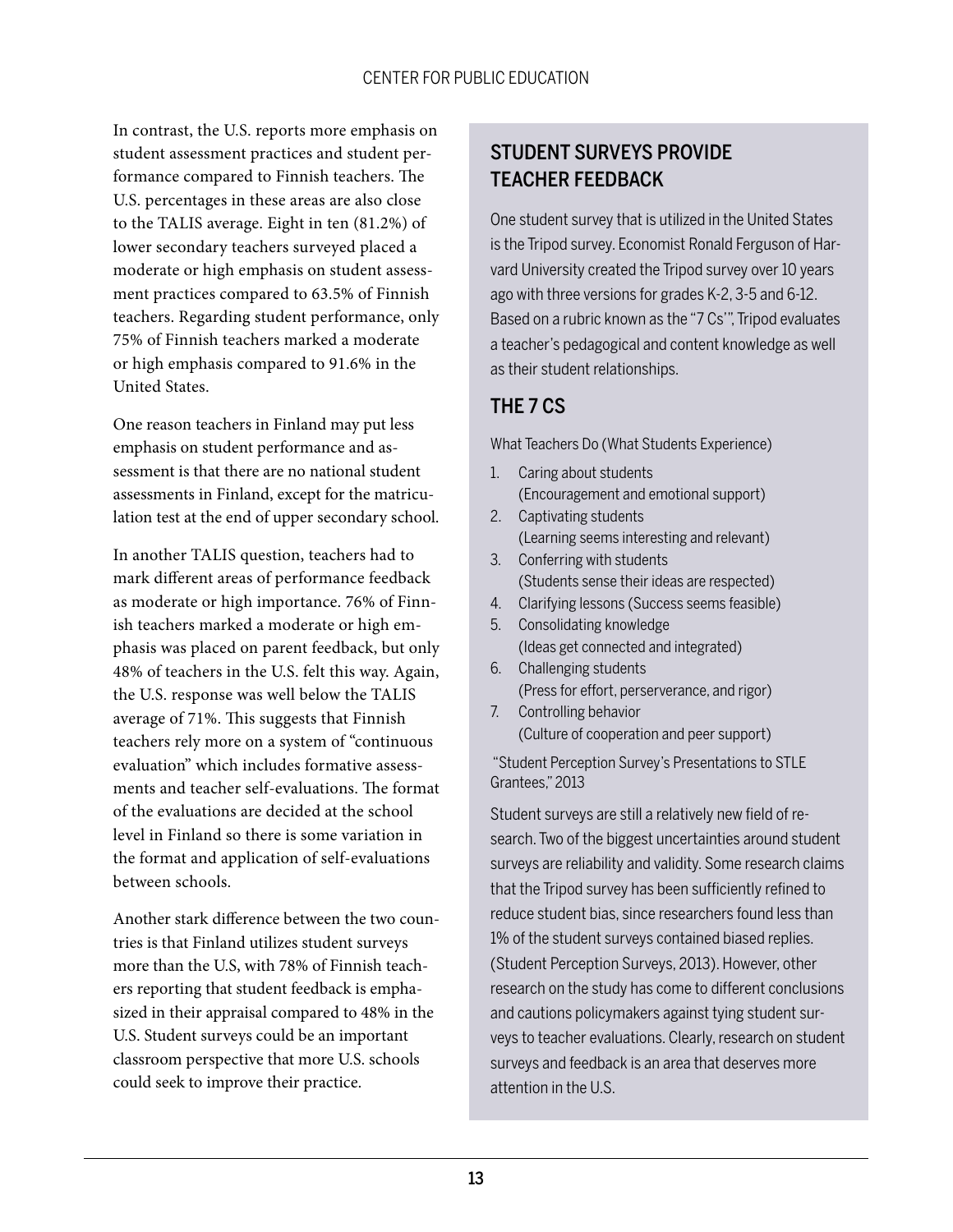In contrast, the U.S. reports more emphasis on student assessment practices and student performance compared to Finnish teachers. The U.S. percentages in these areas are also close to the TALIS average. Eight in ten (81.2%) of lower secondary teachers surveyed placed a moderate or high emphasis on student assessment practices compared to 63.5% of Finnish teachers. Regarding student performance, only 75% of Finnish teachers marked a moderate or high emphasis compared to 91.6% in the United States.

One reason teachers in Finland may put less emphasis on student performance and assessment is that there are no national student assessments in Finland, except for the matriculation test at the end of upper secondary school.

In another TALIS question, teachers had to mark different areas of performance feedback as moderate or high importance. 76% of Finnish teachers marked a moderate or high emphasis was placed on parent feedback, but only 48% of teachers in the U.S. felt this way. Again, the U.S. response was well below the TALIS average of 71%. This suggests that Finnish teachers rely more on a system of "continuous evaluation" which includes formative assessments and teacher self-evaluations. The format of the evaluations are decided at the school level in Finland so there is some variation in the format and application of self-evaluations between schools.

Another stark difference between the two countries is that Finland utilizes student surveys more than the U.S, with 78% of Finnish teachers reporting that student feedback is emphasized in their appraisal compared to 48% in the U.S. Student surveys could be an important classroom perspective that more U.S. schools could seek to improve their practice.

## STUDENT SURVEYS PROVIDE TEACHER FEEDBACK

One student survey that is utilized in the United States is the Tripod survey. Economist Ronald Ferguson of Harvard University created the Tripod survey over 10 years ago with three versions for grades K-2, 3-5 and 6-12. Based on a rubric known as the "7 Cs'", Tripod evaluates a teacher's pedagogical and content knowledge as well as their student relationships.

## THE 7 CS

What Teachers Do (What Students Experience)

1. Caring about students (Encouragement and emotional support)
2. Captivating students (Learning seems interesting and relevant)
3. Conferring with students (Students sense their ideas are respected)
4. Clarifying lessons (Success seems feasible)
5. Consolidating knowledge (Ideas get connected and integrated)
6. Challenging students (Press for effort, perserverance, and rigor)
7. Controlling behavior (Culture of cooperation and peer support)

"Student Perception Survey's Presentations to STLE Grantees," 2013

Student surveys are still a relatively new field of research. Two of the biggest uncertainties around student surveys are reliability and validity. Some research claims that the Tripod survey has been sufficiently refined to reduce student bias, since researchers found less than 1% of the student surveys contained biased replies. (Student Perception Surveys, 2013). However, other research on the study has come to different conclusions and cautions policymakers against tying student surveys to teacher evaluations. Clearly, research on student surveys and feedback is an area that deserves more attention in the U.S.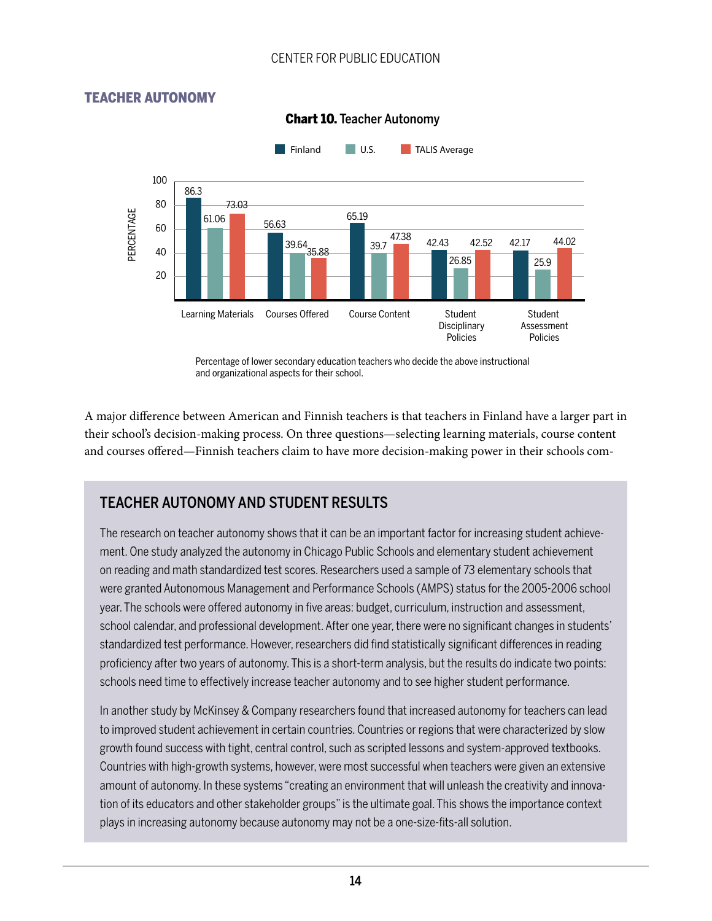## TEACHER AUTONOMY

**Chart 10.** Teacher Autonomy

| | Finland | U.S. | TALIS Average |
|---|---|---|---|
| Learning Materials | 86.3 | 61.06 | 73.03 |
| Courses Offered | 56.63 | 39.64 | 35.88 |
| Course Content | 65.19 | 39.7 | 47.38 |
| Student Disciplinary Policies | 42.43 | 26.85 | 42.52 |
| Student Assessment Policies | 42.17 | 25.9 | 44.02 |

Percentage of lower secondary education teachers who decide the above instructional and organizational aspects for their school.

A major difference between American and Finnish teachers is that teachers in Finland have a larger part in their school's decision-making process. On three questions—selecting learning materials, course content and courses offered—Finnish teachers claim to have more decision-making power in their schools com-

### TEACHER AUTONOMY AND STUDENT RESULTS

The research on teacher autonomy shows that it can be an important factor for increasing student achievement. One study analyzed the autonomy in Chicago Public Schools and elementary student achievement on reading and math standardized test scores. Researchers used a sample of 73 elementary schools that were granted Autonomous Management and Performance Schools (AMPS) status for the 2005-2006 school year. The schools were offered autonomy in five areas: budget, curriculum, instruction and assessment, school calendar, and professional development. After one year, there were no significant changes in students' standardized test performance. However, researchers did find statistically significant differences in reading proficiency after two years of autonomy. This is a short-term analysis, but the results do indicate two points: schools need time to effectively increase teacher autonomy and to see higher student performance.

In another study by McKinsey & Company researchers found that increased autonomy for teachers can lead to improved student achievement in certain countries. Countries or regions that were characterized by slow growth found success with tight, central control, such as scripted lessons and system-approved textbooks. Countries with high-growth systems, however, were most successful when teachers were given an extensive amount of autonomy. In these systems "creating an environment that will unleash the creativity and innovation of its educators and other stakeholder groups" is the ultimate goal. This shows the importance context plays in increasing autonomy because autonomy may not be a one-size-fits-all solution.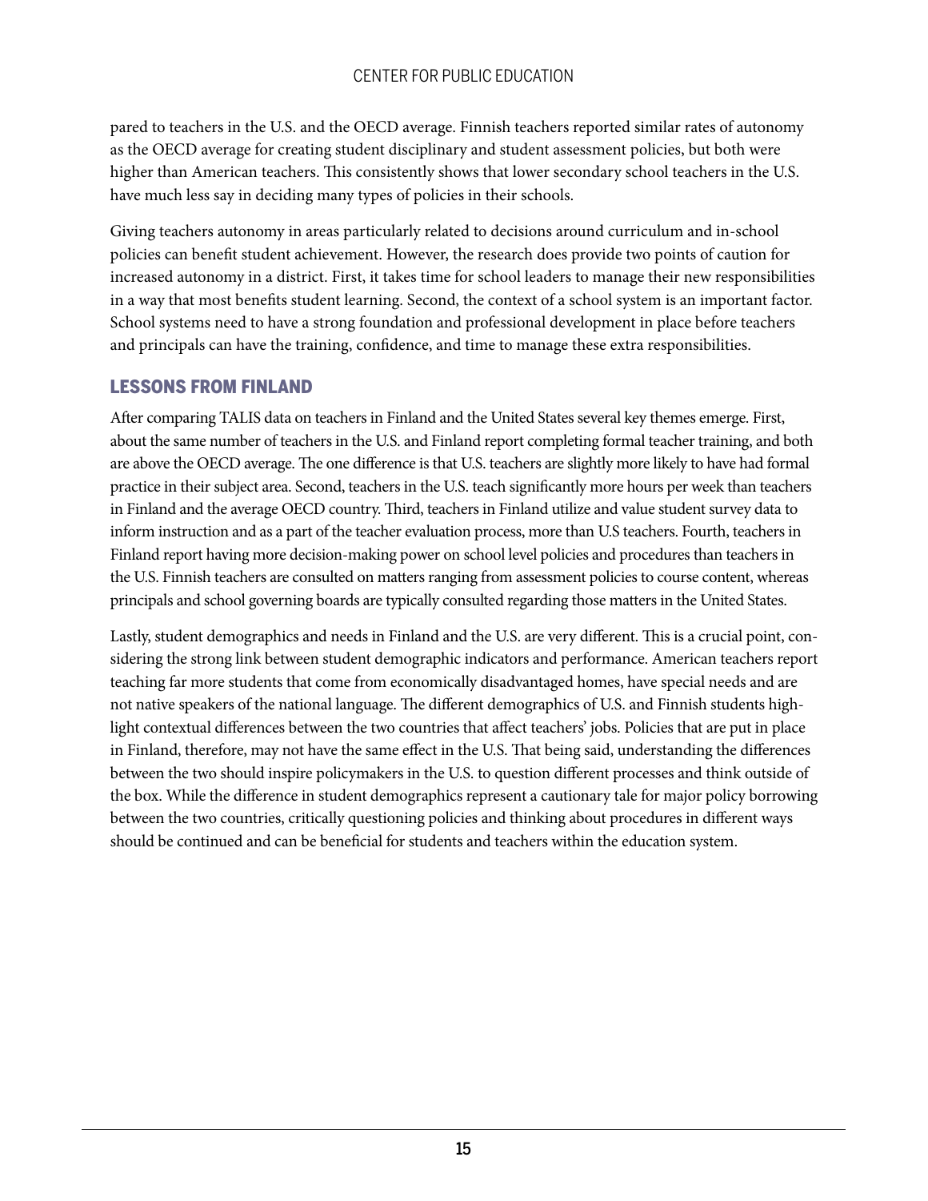pared to teachers in the U.S. and the OECD average. Finnish teachers reported similar rates of autonomy as the OECD average for creating student disciplinary and student assessment policies, but both were higher than American teachers. This consistently shows that lower secondary school teachers in the U.S. have much less say in deciding many types of policies in their schools.

Giving teachers autonomy in areas particularly related to decisions around curriculum and in-school policies can benefit student achievement. However, the research does provide two points of caution for increased autonomy in a district. First, it takes time for school leaders to manage their new responsibilities in a way that most benefits student learning. Second, the context of a school system is an important factor. School systems need to have a strong foundation and professional development in place before teachers and principals can have the training, confidence, and time to manage these extra responsibilities.

## LESSONS FROM FINLAND

After comparing TALIS data on teachers in Finland and the United States several key themes emerge. First, about the same number of teachers in the U.S. and Finland report completing formal teacher training, and both are above the OECD average. The one difference is that U.S. teachers are slightly more likely to have had formal practice in their subject area. Second, teachers in the U.S. teach significantly more hours per week than teachers in Finland and the average OECD country. Third, teachers in Finland utilize and value student survey data to inform instruction and as a part of the teacher evaluation process, more than U.S teachers. Fourth, teachers in Finland report having more decision-making power on school level policies and procedures than teachers in the U.S. Finnish teachers are consulted on matters ranging from assessment policies to course content, whereas principals and school governing boards are typically consulted regarding those matters in the United States.

Lastly, student demographics and needs in Finland and the U.S. are very different. This is a crucial point, considering the strong link between student demographic indicators and performance. American teachers report teaching far more students that come from economically disadvantaged homes, have special needs and are not native speakers of the national language. The different demographics of U.S. and Finnish students highlight contextual differences between the two countries that affect teachers' jobs. Policies that are put in place in Finland, therefore, may not have the same effect in the U.S. That being said, understanding the differences between the two should inspire policymakers in the U.S. to question different processes and think outside of the box. While the difference in student demographics represent a cautionary tale for major policy borrowing between the two countries, critically questioning policies and thinking about procedures in different ways should be continued and can be beneficial for students and teachers within the education system.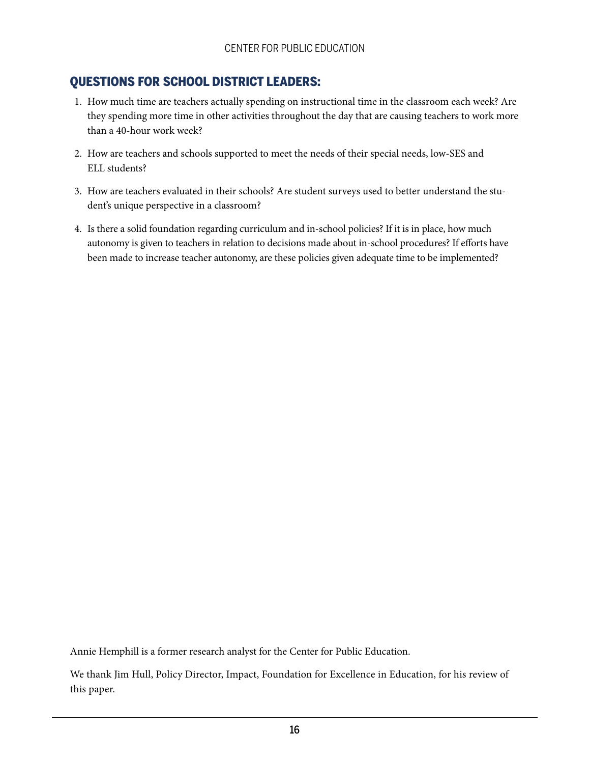## QUESTIONS FOR SCHOOL DISTRICT LEADERS:

1. How much time are teachers actually spending on instructional time in the classroom each week? Are they spending more time in other activities throughout the day that are causing teachers to work more than a 40-hour work week?
2. How are teachers and schools supported to meet the needs of their special needs, low-SES and ELL students?
3. How are teachers evaluated in their schools? Are student surveys used to better understand the student's unique perspective in a classroom?
4. Is there a solid foundation regarding curriculum and in-school policies? If it is in place, how much autonomy is given to teachers in relation to decisions made about in-school procedures? If efforts have been made to increase teacher autonomy, are these policies given adequate time to be implemented?

Annie Hemphill is a former research analyst for the Center for Public Education.

We thank Jim Hull, Policy Director, Impact, Foundation for Excellence in Education, for his review of this paper.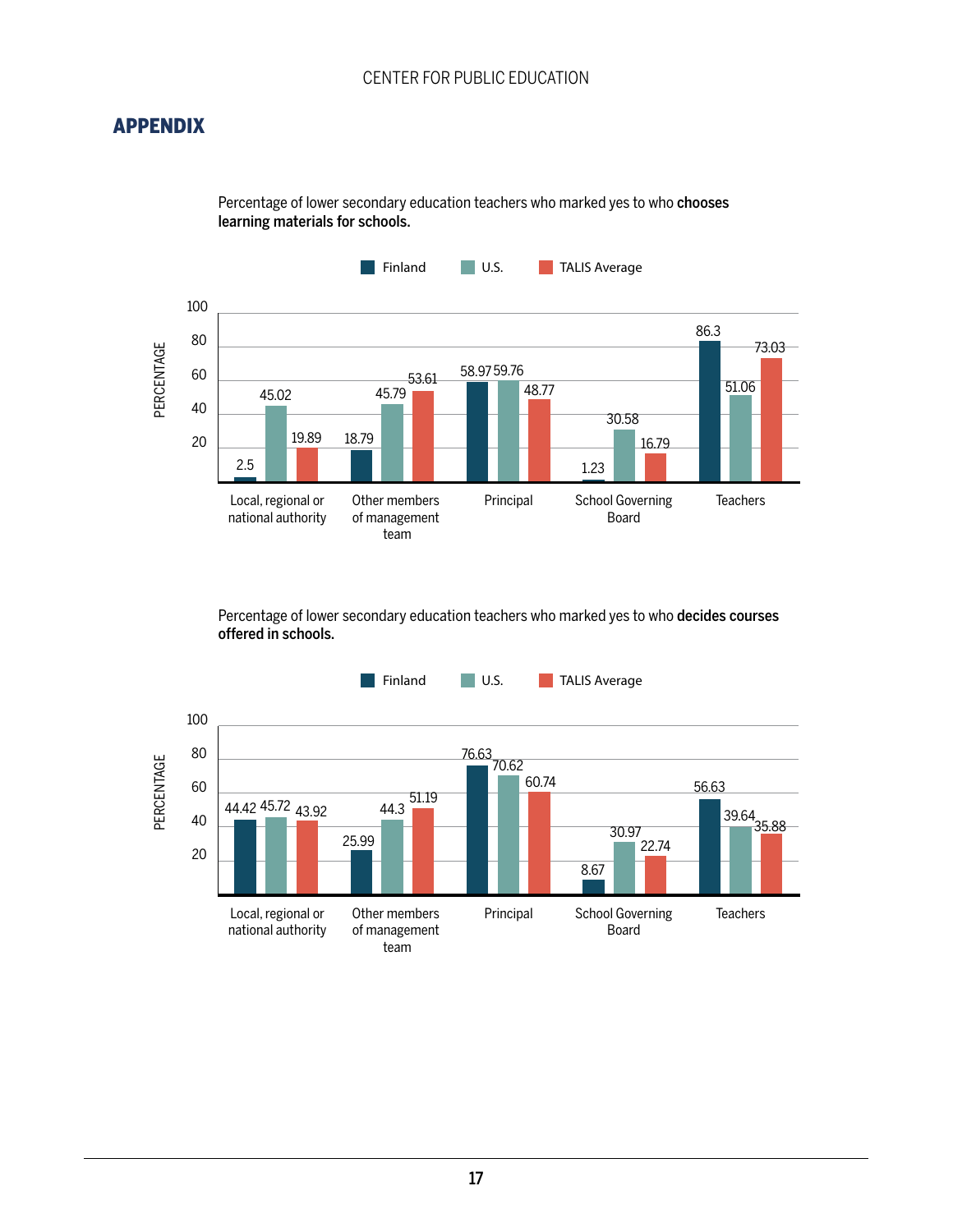## APPENDIX

Percentage of lower secondary education teachers who marked yes to who **chooses learning materials for schools.**

| | Finland | U.S. | TALIS Average |
|---|---|---|---|
| Local, regional or national authority | 2.5 | 45.02 | 19.89 |
| Other members of management team | 18.79 | 45.79 | 53.61 |
| Principal | 58.97 | 59.76 | 48.77 |
| School Governing Board | 1.23 | 30.58 | 16.79 |
| Teachers | 86.3 | 51.06 | 73.03 |

Percentage of lower secondary education teachers who marked yes to who **decides courses offered in schools.**

| | Finland | U.S. | TALIS Average |
|---|---|---|---|
| Local, regional or national authority | 44.42 | 45.72 | 43.92 |
| Other members of management team | 25.99 | 44.3 | 51.19 |
| Principal | 76.63 | 70.62 | 60.74 |
| School Governing Board | 8.67 | 30.97 | 22.74 |
| Teachers | 56.63 | 39.64 | 35.88 |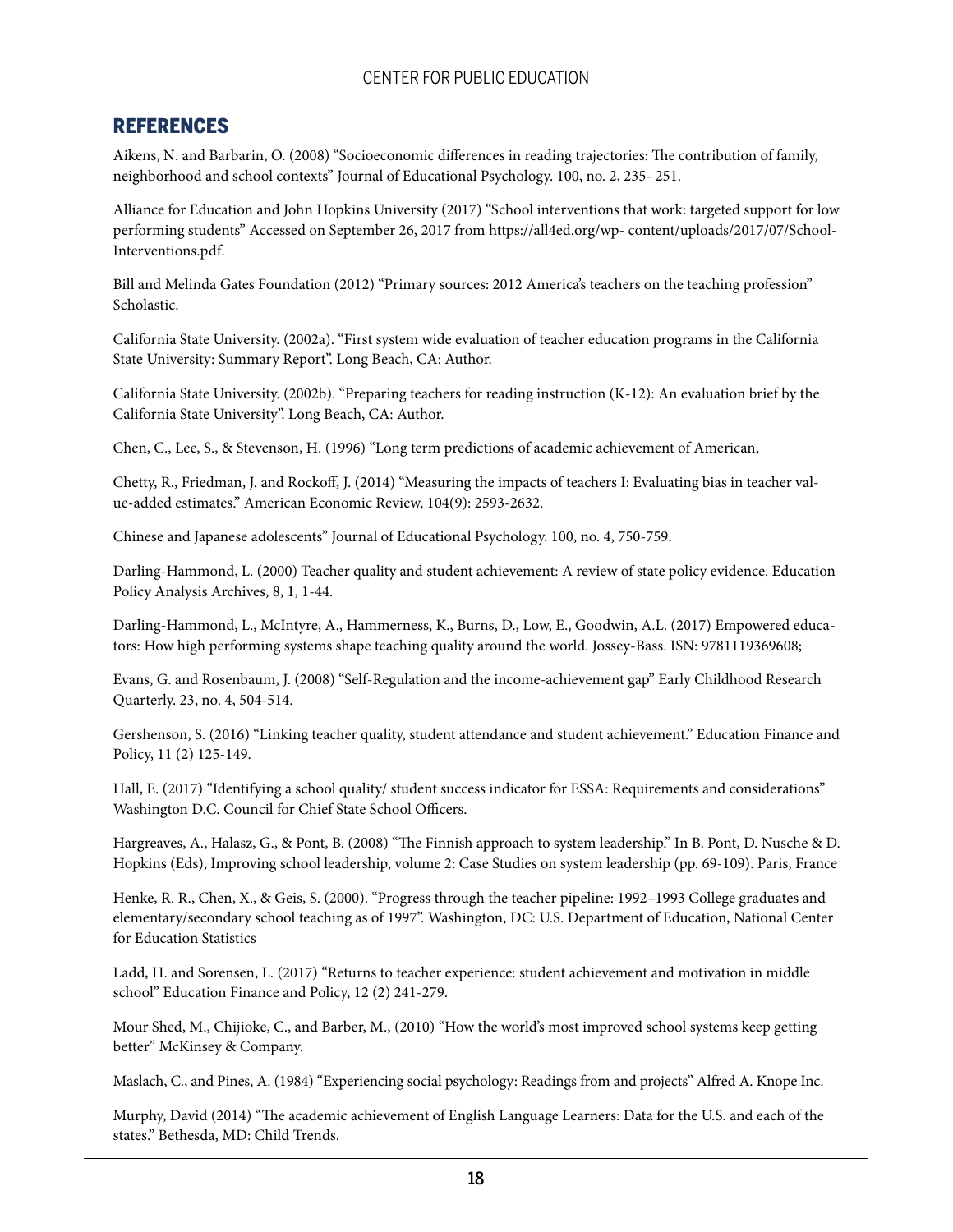## REFERENCES

Aikens, N. and Barbarin, O. (2008) "Socioeconomic differences in reading trajectories: The contribution of family, neighborhood and school contexts" Journal of Educational Psychology. 100, no. 2, 235- 251.

Alliance for Education and John Hopkins University (2017) "School interventions that work: targeted support for low performing students" Accessed on September 26, 2017 from https://all4ed.org/wp- content/uploads/2017/07/School-Interventions.pdf.

Bill and Melinda Gates Foundation (2012) "Primary sources: 2012 America's teachers on the teaching profession" Scholastic.

California State University. (2002a). "First system wide evaluation of teacher education programs in the California State University: Summary Report". Long Beach, CA: Author.

California State University. (2002b). "Preparing teachers for reading instruction (K-12): An evaluation brief by the California State University". Long Beach, CA: Author.

Chen, C., Lee, S., & Stevenson, H. (1996) "Long term predictions of academic achievement of American,

Chetty, R., Friedman, J. and Rockoff, J. (2014) "Measuring the impacts of teachers I: Evaluating bias in teacher value-added estimates." American Economic Review, 104(9): 2593-2632.

Chinese and Japanese adolescents" Journal of Educational Psychology. 100, no. 4, 750-759.

Darling-Hammond, L. (2000) Teacher quality and student achievement: A review of state policy evidence. Education Policy Analysis Archives, 8, 1, 1-44.

Darling-Hammond, L., McIntyre, A., Hammerness, K., Burns, D., Low, E., Goodwin, A.L. (2017) Empowered educators: How high performing systems shape teaching quality around the world. Jossey-Bass. ISN: 9781119369608;

Evans, G. and Rosenbaum, J. (2008) "Self-Regulation and the income-achievement gap" Early Childhood Research Quarterly. 23, no. 4, 504-514.

Gershenson, S. (2016) "Linking teacher quality, student attendance and student achievement." Education Finance and Policy, 11 (2) 125-149.

Hall, E. (2017) "Identifying a school quality/ student success indicator for ESSA: Requirements and considerations" Washington D.C. Council for Chief State School Officers.

Hargreaves, A., Halasz, G., & Pont, B. (2008) "The Finnish approach to system leadership." In B. Pont, D. Nusche & D. Hopkins (Eds), Improving school leadership, volume 2: Case Studies on system leadership (pp. 69-109). Paris, France

Henke, R. R., Chen, X., & Geis, S. (2000). "Progress through the teacher pipeline: 1992–1993 College graduates and elementary/secondary school teaching as of 1997". Washington, DC: U.S. Department of Education, National Center for Education Statistics

Ladd, H. and Sorensen, L. (2017) "Returns to teacher experience: student achievement and motivation in middle school" Education Finance and Policy, 12 (2) 241-279.

Mour Shed, M., Chijioke, C., and Barber, M., (2010) "How the world's most improved school systems keep getting better" McKinsey & Company.

Maslach, C., and Pines, A. (1984) "Experiencing social psychology: Readings from and projects" Alfred A. Knope Inc.

Murphy, David (2014) "The academic achievement of English Language Learners: Data for the U.S. and each of the states." Bethesda, MD: Child Trends.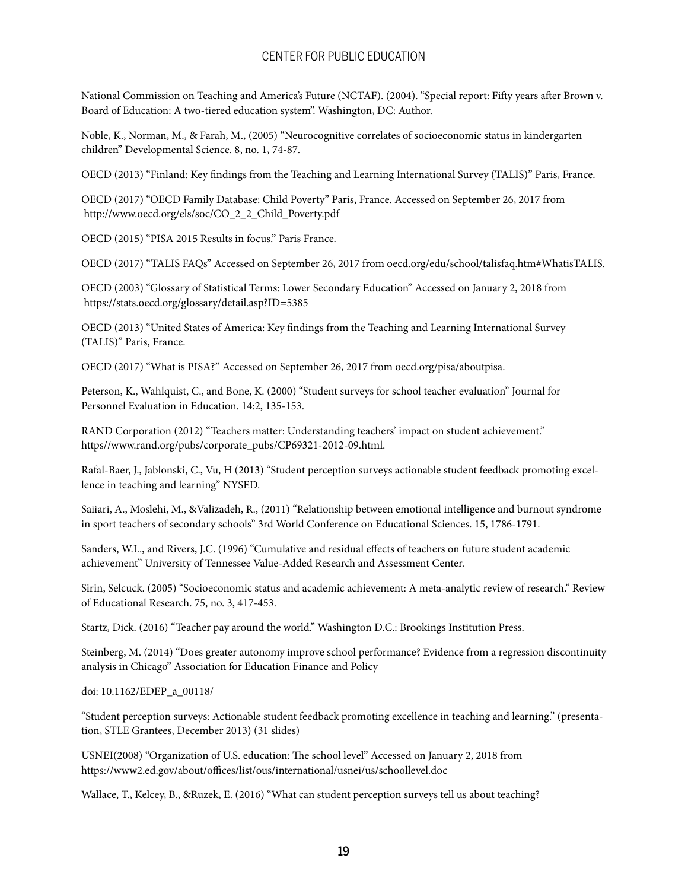National Commission on Teaching and America's Future (NCTAF). (2004). "Special report: Fifty years after Brown v. Board of Education: A two-tiered education system". Washington, DC: Author.

Noble, K., Norman, M., & Farah, M., (2005) "Neurocognitive correlates of socioeconomic status in kindergarten children" Developmental Science. 8, no. 1, 74-87.

OECD (2013) "Finland: Key findings from the Teaching and Learning International Survey (TALIS)" Paris, France.

OECD (2017) "OECD Family Database: Child Poverty" Paris, France. Accessed on September 26, 2017 from http://www.oecd.org/els/soc/CO_2_2_Child_Poverty.pdf

OECD (2015) "PISA 2015 Results in focus." Paris France.

OECD (2017) "TALIS FAQs" Accessed on September 26, 2017 from oecd.org/edu/school/talisfaq.htm#WhatisTALIS.

OECD (2003) "Glossary of Statistical Terms: Lower Secondary Education" Accessed on January 2, 2018 from https://stats.oecd.org/glossary/detail.asp?ID=5385

OECD (2013) "United States of America: Key findings from the Teaching and Learning International Survey (TALIS)" Paris, France.

OECD (2017) "What is PISA?" Accessed on September 26, 2017 from oecd.org/pisa/aboutpisa.

Peterson, K., Wahlquist, C., and Bone, K. (2000) "Student surveys for school teacher evaluation" Journal for Personnel Evaluation in Education. 14:2, 135-153.

RAND Corporation (2012) "Teachers matter: Understanding teachers' impact on student achievement." https//www.rand.org/pubs/corporate_pubs/CP69321-2012-09.html.

Rafal-Baer, J., Jablonski, C., Vu, H (2013) "Student perception surveys actionable student feedback promoting excellence in teaching and learning" NYSED.

Saiiari, A., Moslehi, M., &Valizadeh, R., (2011) "Relationship between emotional intelligence and burnout syndrome in sport teachers of secondary schools" 3rd World Conference on Educational Sciences. 15, 1786-1791.

Sanders, W.L., and Rivers, J.C. (1996) "Cumulative and residual effects of teachers on future student academic achievement" University of Tennessee Value-Added Research and Assessment Center.

Sirin, Selcuck. (2005) "Socioeconomic status and academic achievement: A meta-analytic review of research." Review of Educational Research. 75, no. 3, 417-453.

Startz, Dick. (2016) "Teacher pay around the world." Washington D.C.: Brookings Institution Press.

Steinberg, M. (2014) "Does greater autonomy improve school performance? Evidence from a regression discontinuity analysis in Chicago" Association for Education Finance and Policy

doi: 10.1162/EDEP_a_00118/

"Student perception surveys: Actionable student feedback promoting excellence in teaching and learning." (presentation, STLE Grantees, December 2013) (31 slides)

USNEI(2008) "Organization of U.S. education: The school level" Accessed on January 2, 2018 from https://www2.ed.gov/about/offices/list/ous/international/usnei/us/schoollevel.doc

Wallace, T., Kelcey, B., &Ruzek, E. (2016) "What can student perception surveys tell us about teaching?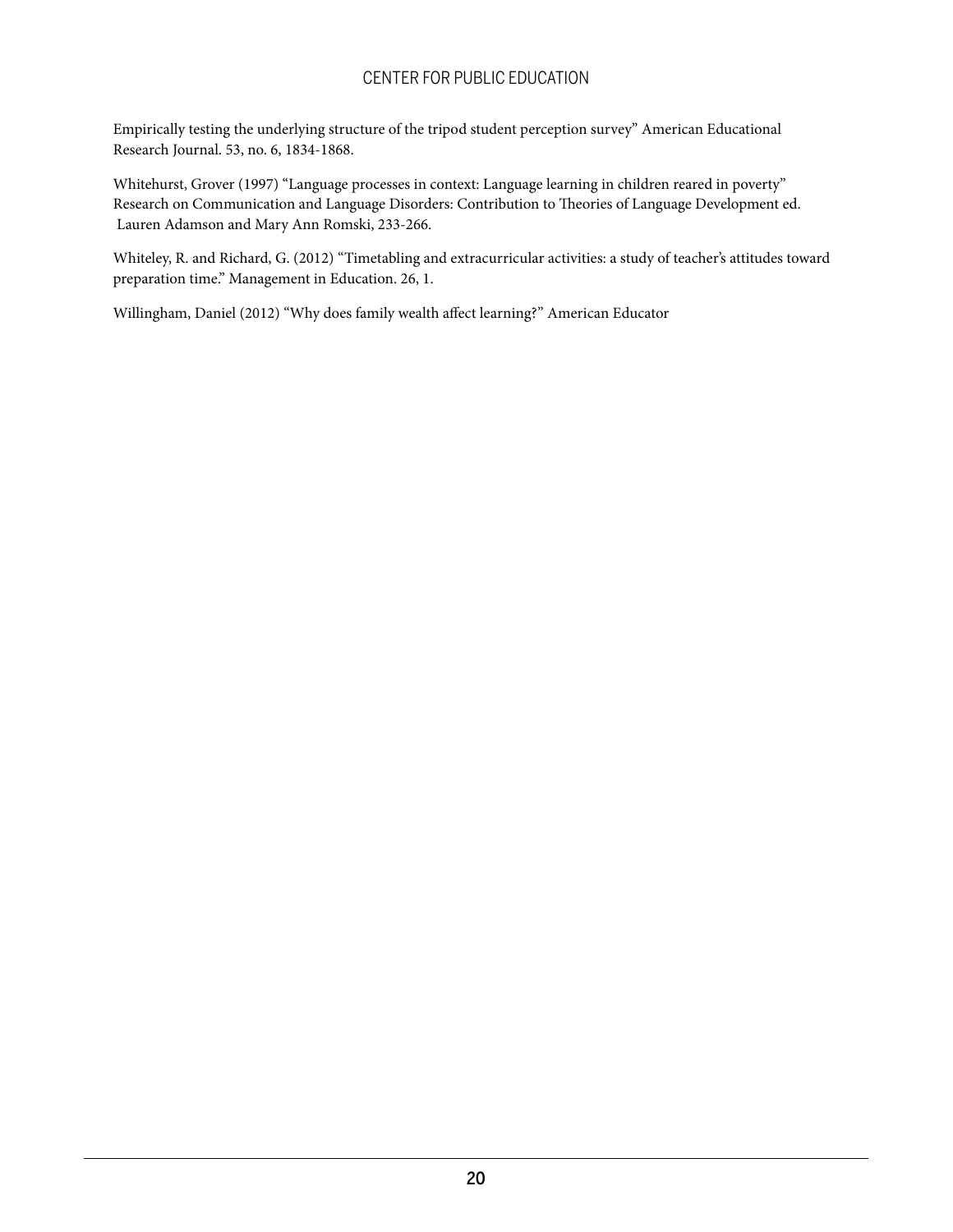Empirically testing the underlying structure of the tripod student perception survey" American Educational Research Journal. 53, no. 6, 1834-1868.

Whitehurst, Grover (1997) "Language processes in context: Language learning in children reared in poverty" Research on Communication and Language Disorders: Contribution to Theories of Language Development ed. Lauren Adamson and Mary Ann Romski, 233-266.

Whiteley, R. and Richard, G. (2012) "Timetabling and extracurricular activities: a study of teacher's attitudes toward preparation time." Management in Education. 26, 1.

Willingham, Daniel (2012) "Why does family wealth affect learning?" American Educator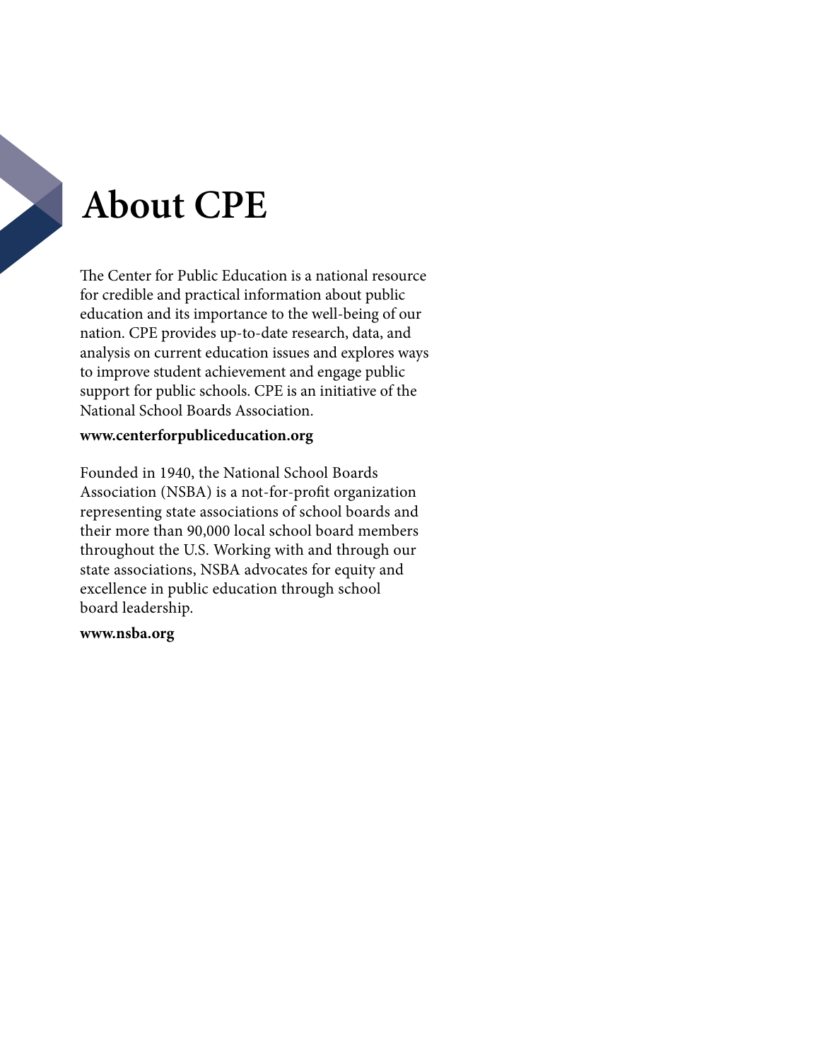# About CPE

The Center for Public Education is a national resource for credible and practical information about public education and its importance to the well-being of our nation. CPE provides up-to-date research, data, and analysis on current education issues and explores ways to improve student achievement and engage public support for public schools. CPE is an initiative of the National School Boards Association.

**www.centerforpubliceducation.org**

Founded in 1940, the National School Boards Association (NSBA) is a not-for-profit organization representing state associations of school boards and their more than 90,000 local school board members throughout the U.S. Working with and through our state associations, NSBA advocates for equity and excellence in public education through school board leadership.

**www.nsba.org**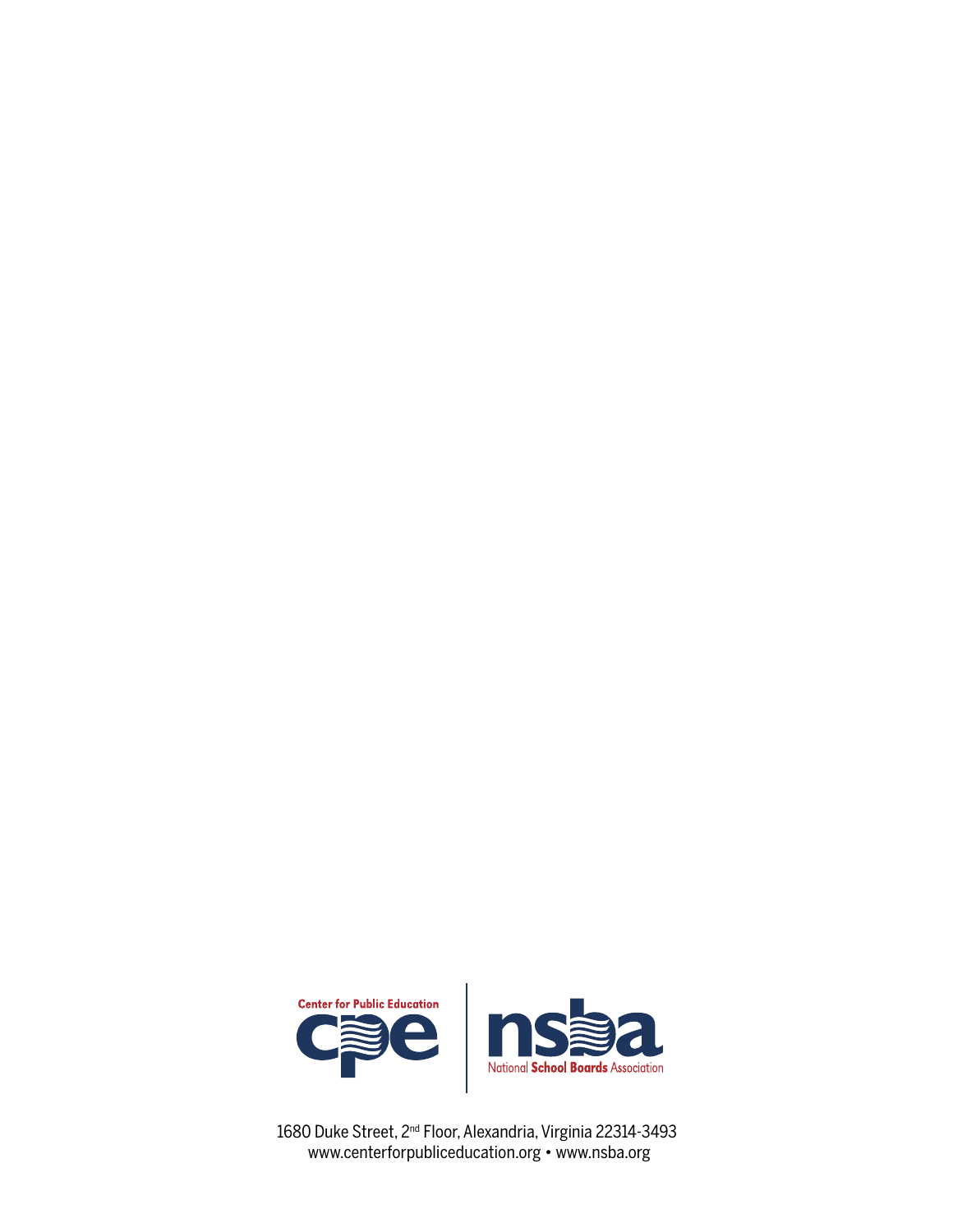Center for Public Education

cpe

nsba

National School Boards Association

1680 Duke Street, 2nd Floor, Alexandria, Virginia 22314-3493
www.centerforpubliceducation.org • www.nsba.org